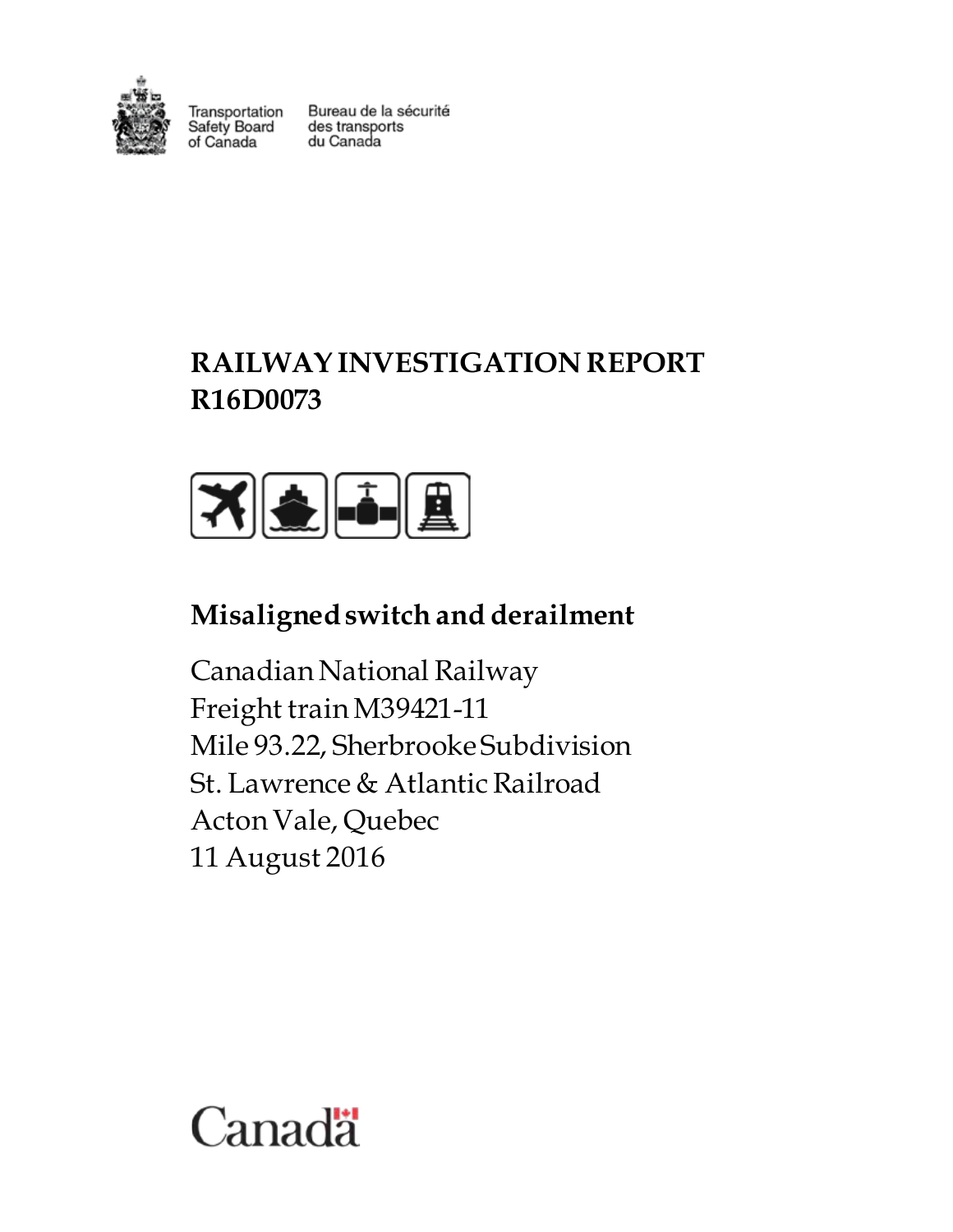Transportation Safety Board of Canada
Bureau de la sécurité des transports du Canada

# RAILWAY INVESTIGATION REPORT R16D0073

## Misaligned switch and derailment

Canadian National Railway
Freight train M39421-11
Mile 93.22, Sherbrooke Subdivision
St. Lawrence & Atlantic Railroad
Acton Vale, Quebec
11 August 2016

Canada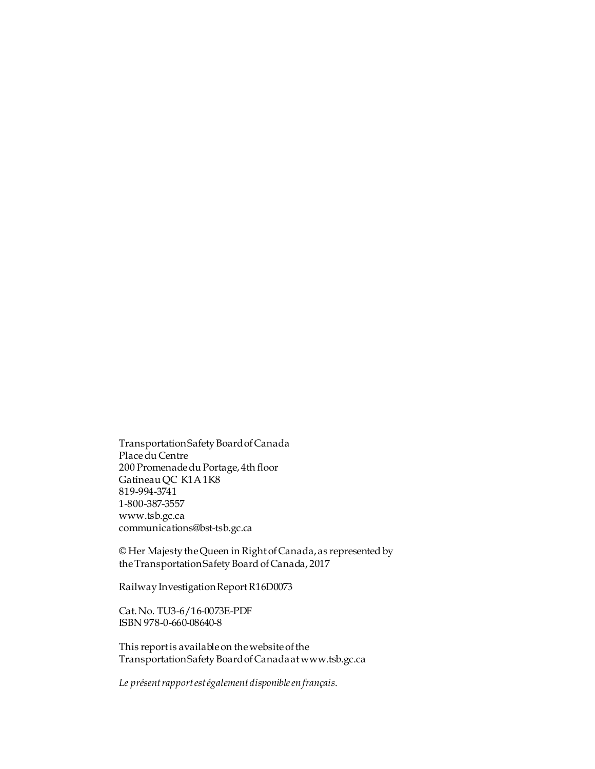Transportation Safety Board of Canada
Place du Centre
200 Promenade du Portage, 4th floor
Gatineau QC K1A 1K8
819-994-3741
1-800-387-3557
www.tsb.gc.ca
communications@bst-tsb.gc.ca

© Her Majesty the Queen in Right of Canada, as represented by the Transportation Safety Board of Canada, 2017

Railway Investigation Report R16D0073

Cat. No. TU3-6/16-0073E-PDF
ISBN 978-0-660-08640-8

This report is available on the website of the Transportation Safety Board of Canada at www.tsb.gc.ca

*Le présent rapport est également disponible en français.*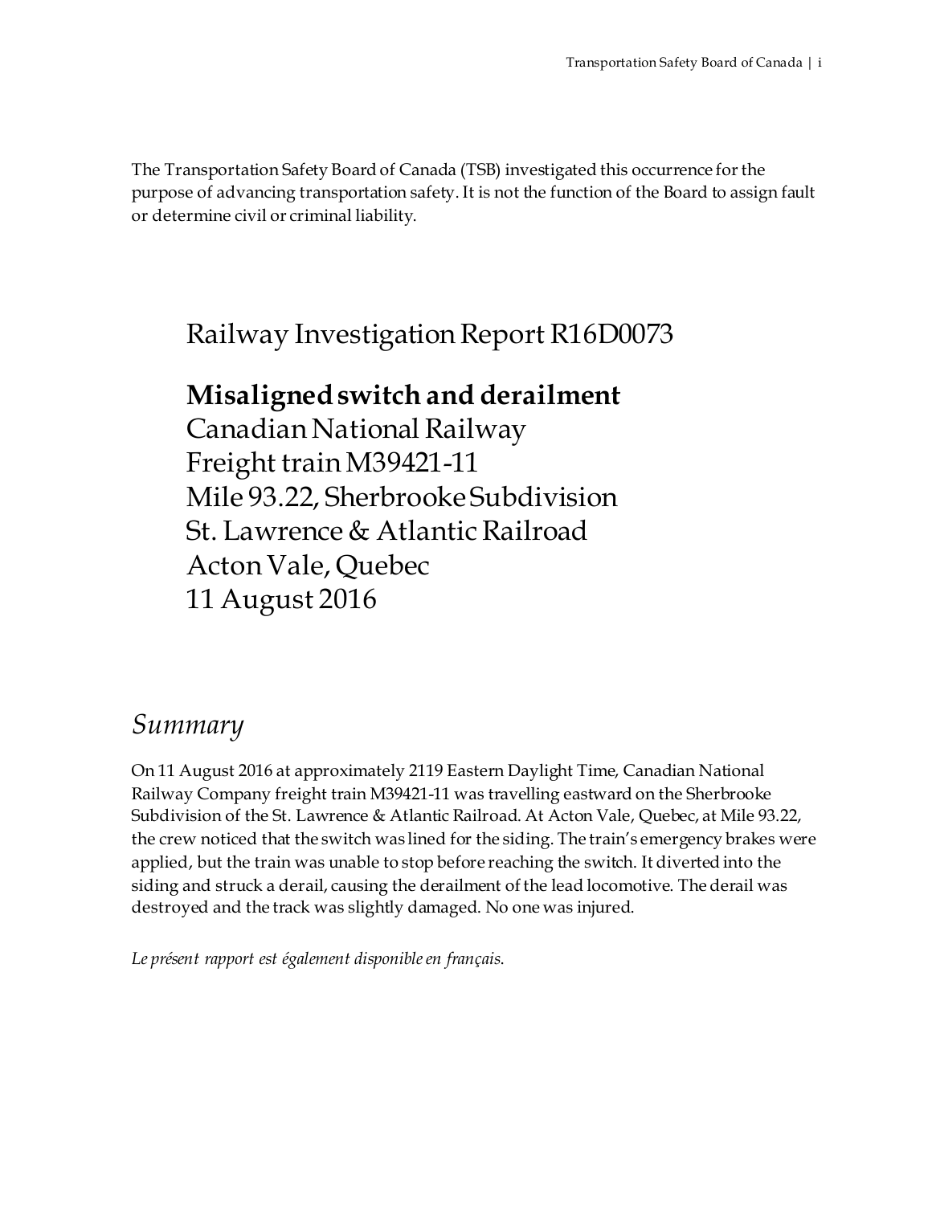The Transportation Safety Board of Canada (TSB) investigated this occurrence for the purpose of advancing transportation safety. It is not the function of the Board to assign fault or determine civil or criminal liability.

# Railway Investigation Report R16D0073

**Misaligned switch and derailment**
Canadian National Railway
Freight train M39421-11
Mile 93.22, Sherbrooke Subdivision
St. Lawrence & Atlantic Railroad
Acton Vale, Quebec
11 August 2016

## *Summary*

On 11 August 2016 at approximately 2119 Eastern Daylight Time, Canadian National Railway Company freight train M39421-11 was travelling eastward on the Sherbrooke Subdivision of the St. Lawrence & Atlantic Railroad. At Acton Vale, Quebec, at Mile 93.22, the crew noticed that the switch was lined for the siding. The train's emergency brakes were applied, but the train was unable to stop before reaching the switch. It diverted into the siding and struck a derail, causing the derailment of the lead locomotive. The derail was destroyed and the track was slightly damaged. No one was injured.

*Le présent rapport est également disponible en français.*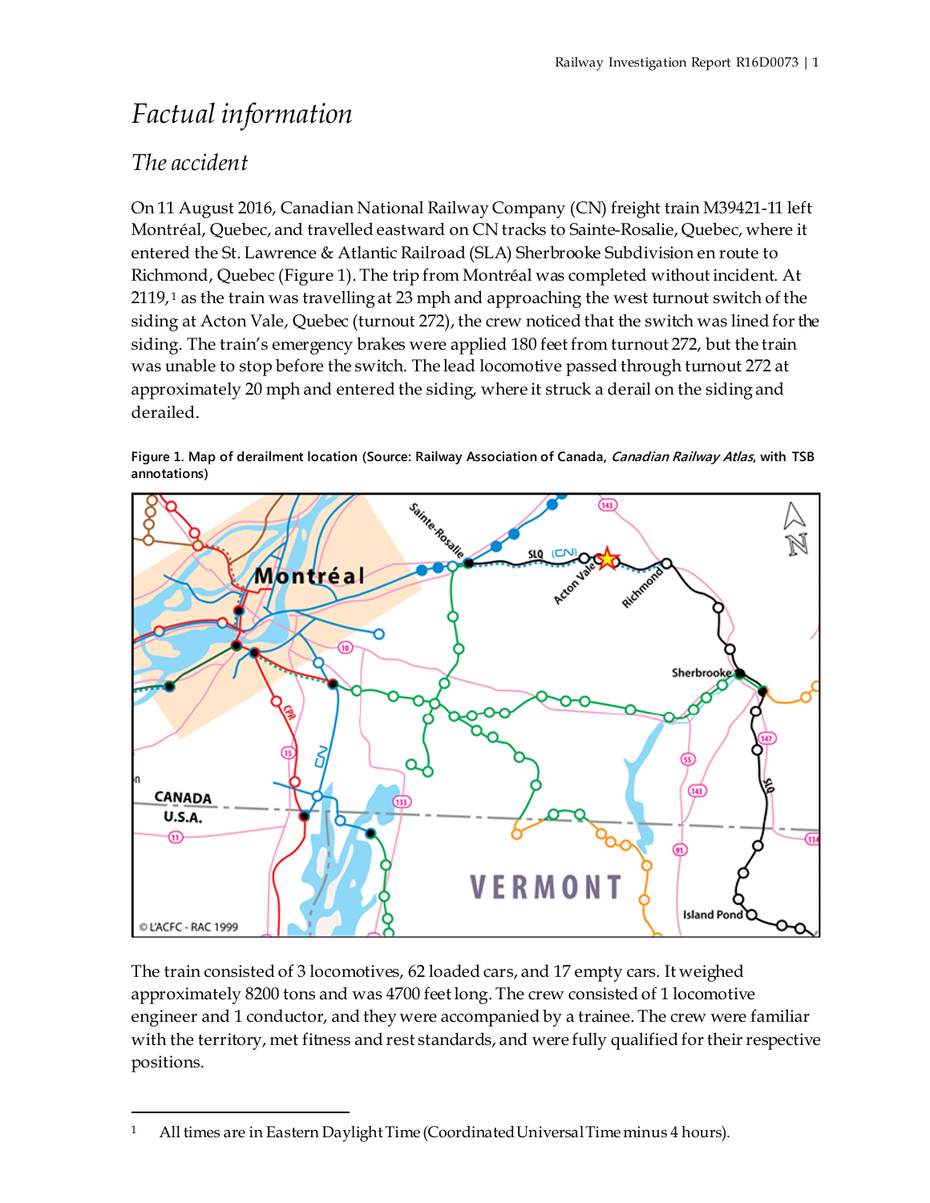# Factual information

## The accident

On 11 August 2016, Canadian National Railway Company (CN) freight train M39421-11 left Montréal, Quebec, and travelled eastward on CN tracks to Sainte-Rosalie, Quebec, where it entered the St. Lawrence & Atlantic Railroad (SLA) Sherbrooke Subdivision en route to Richmond, Quebec (Figure 1). The trip from Montréal was completed without incident. At 2119,[1] as the train was travelling at 23 mph and approaching the west turnout switch of the siding at Acton Vale, Quebec (turnout 272), the crew noticed that the switch was lined for the siding. The train's emergency brakes were applied 180 feet from turnout 272, but the train was unable to stop before the switch. The lead locomotive passed through turnout 272 at approximately 20 mph and entered the siding, where it struck a derail on the siding and derailed.

**Figure 1. Map of derailment location (Source: Railway Association of Canada, *Canadian Railway Atlas*, with TSB annotations)**

The train consisted of 3 locomotives, 62 loaded cars, and 17 empty cars. It weighed approximately 8200 tons and was 4700 feet long. The crew consisted of 1 locomotive engineer and 1 conductor, and they were accompanied by a trainee. The crew were familiar with the territory, met fitness and rest standards, and were fully qualified for their respective positions.

---

[1] All times are in Eastern Daylight Time (Coordinated Universal Time minus 4 hours).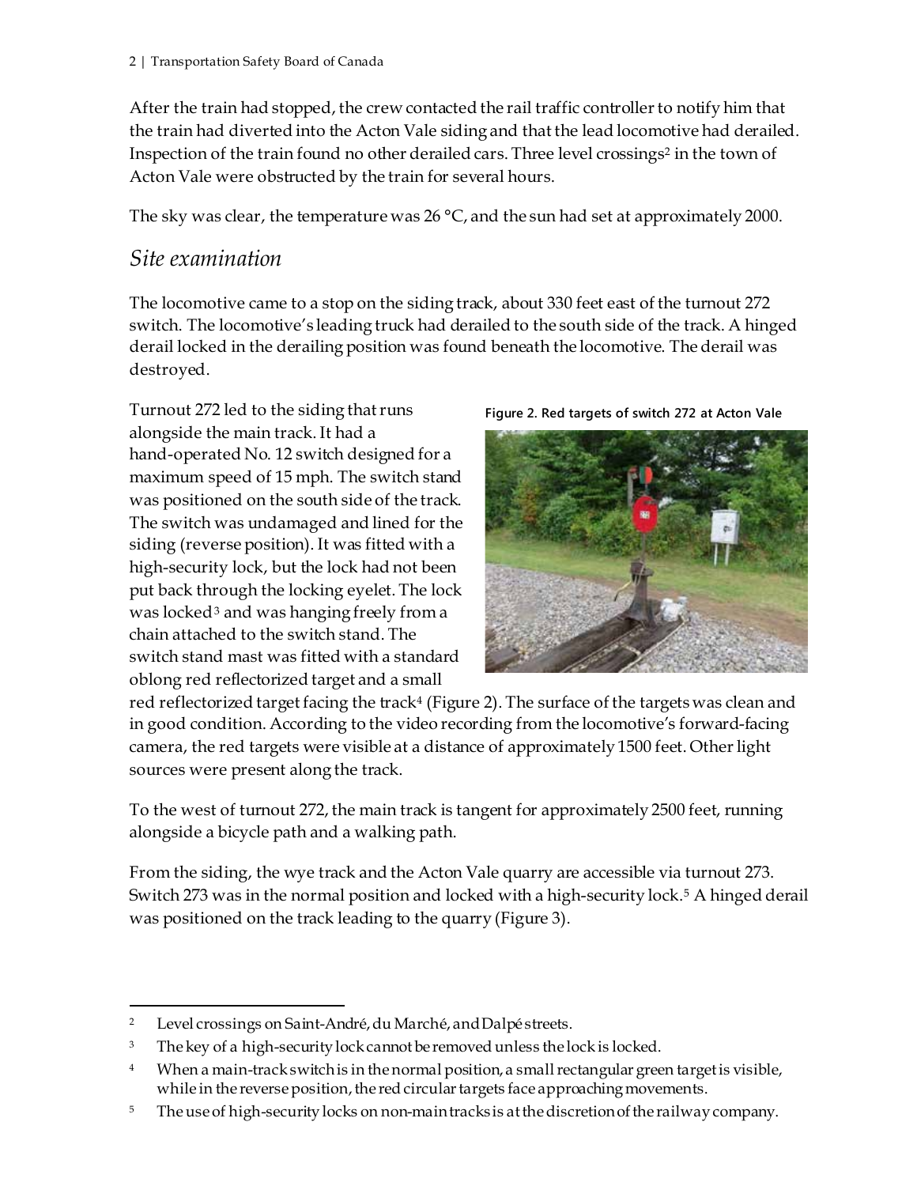After the train had stopped, the crew contacted the rail traffic controller to notify him that the train had diverted into the Acton Vale siding and that the lead locomotive had derailed. Inspection of the train found no other derailed cars. Three level crossings[2] in the town of Acton Vale were obstructed by the train for several hours.

The sky was clear, the temperature was 26 °C, and the sun had set at approximately 2000.

## *Site examination*

The locomotive came to a stop on the siding track, about 330 feet east of the turnout 272 switch. The locomotive's leading truck had derailed to the south side of the track. A hinged derail locked in the derailing position was found beneath the locomotive. The derail was destroyed.

Turnout 272 led to the siding that runs alongside the main track. It had a hand-operated No. 12 switch designed for a maximum speed of 15 mph. The switch stand was positioned on the south side of the track. The switch was undamaged and lined for the siding (reverse position). It was fitted with a high-security lock, but the lock had not been put back through the locking eyelet. The lock was locked[3] and was hanging freely from a chain attached to the switch stand. The switch stand mast was fitted with a standard oblong red reflectorized target and a small red reflectorized target facing the track[4] (Figure 2). The surface of the targets was clean and in good condition. According to the video recording from the locomotive's forward-facing camera, the red targets were visible at a distance of approximately 1500 feet. Other light sources were present along the track.

Figure 2. Red targets of switch 272 at Acton Vale

To the west of turnout 272, the main track is tangent for approximately 2500 feet, running alongside a bicycle path and a walking path.

From the siding, the wye track and the Acton Vale quarry are accessible via turnout 273. Switch 273 was in the normal position and locked with a high-security lock.[5] A hinged derail was positioned on the track leading to the quarry (Figure 3).

---

[2] Level crossings on Saint-André, du Marché, and Dalpé streets.

[3] The key of a high-security lock cannot be removed unless the lock is locked.

[4] When a main-track switch is in the normal position, a small rectangular green target is visible, while in the reverse position, the red circular targets face approaching movements.

[5] The use of high-security locks on non-main tracks is at the discretion of the railway company.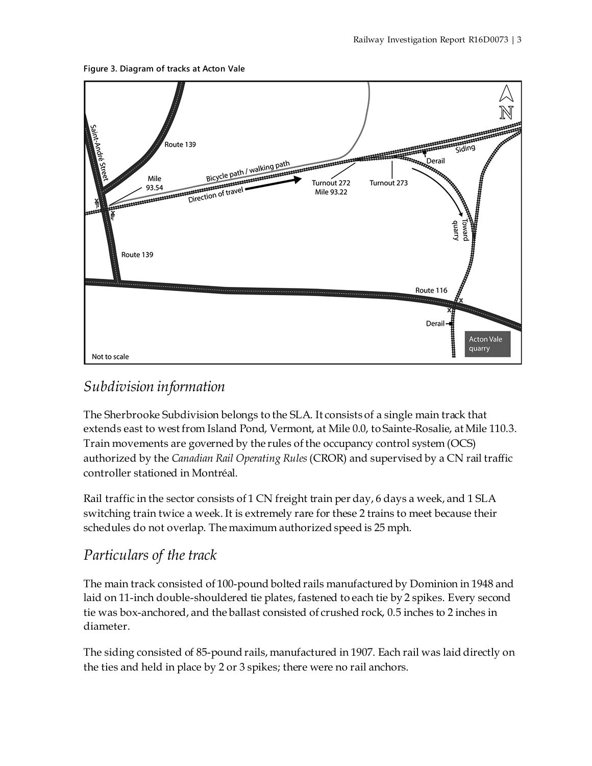Figure 3. Diagram of tracks at Acton Vale

## Subdivision information

The Sherbrooke Subdivision belongs to the SLA. It consists of a single main track that extends east to west from Island Pond, Vermont, at Mile 0.0, to Sainte-Rosalie, at Mile 110.3. Train movements are governed by the rules of the occupancy control system (OCS) authorized by the *Canadian Rail Operating Rules* (CROR) and supervised by a CN rail traffic controller stationed in Montréal.

Rail traffic in the sector consists of 1 CN freight train per day, 6 days a week, and 1 SLA switching train twice a week. It is extremely rare for these 2 trains to meet because their schedules do not overlap. The maximum authorized speed is 25 mph.

## Particulars of the track

The main track consisted of 100-pound bolted rails manufactured by Dominion in 1948 and laid on 11-inch double-shouldered tie plates, fastened to each tie by 2 spikes. Every second tie was box-anchored, and the ballast consisted of crushed rock, 0.5 inches to 2 inches in diameter.

The siding consisted of 85-pound rails, manufactured in 1907. Each rail was laid directly on the ties and held in place by 2 or 3 spikes; there were no rail anchors.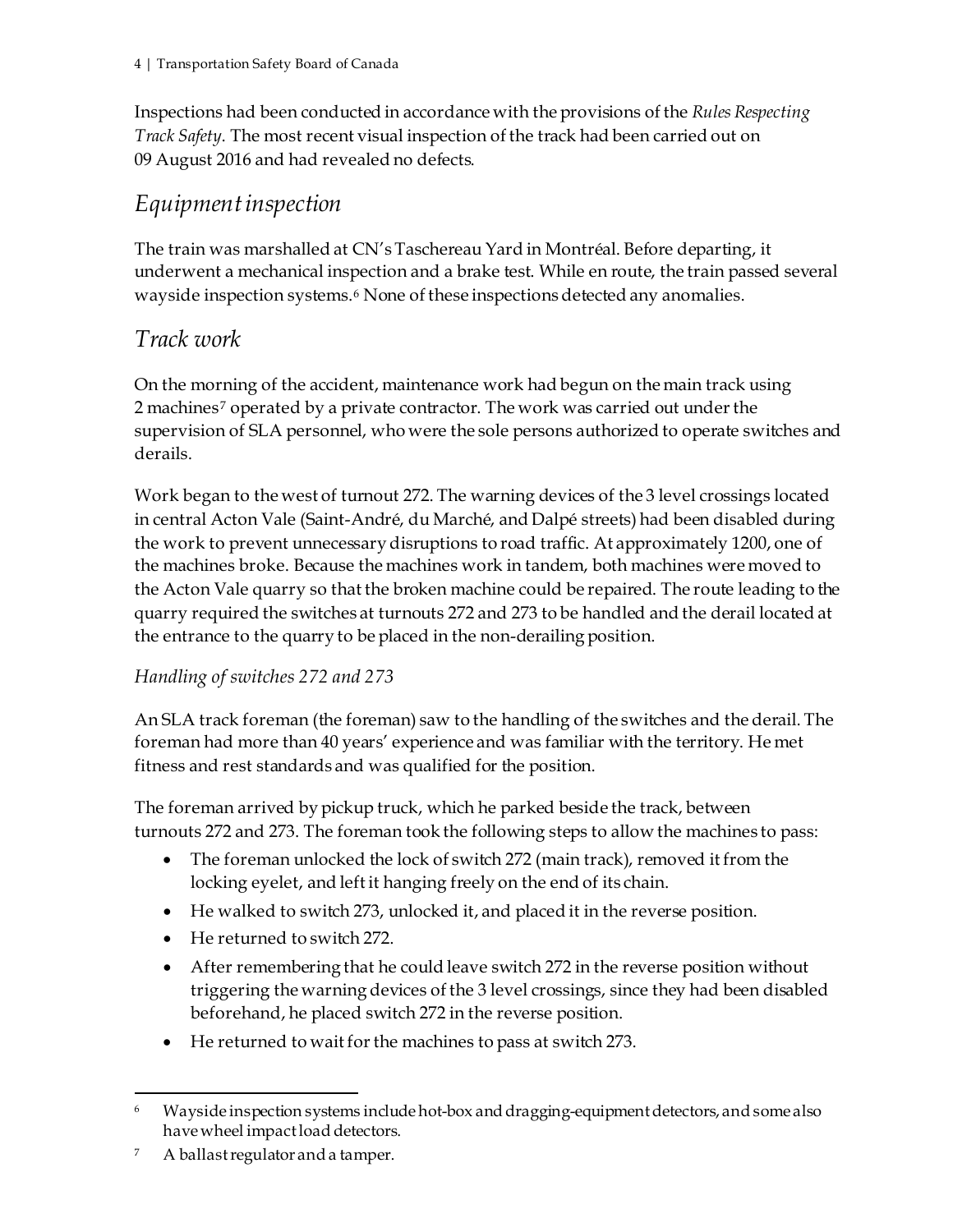Inspections had been conducted in accordance with the provisions of the *Rules Respecting Track Safety*. The most recent visual inspection of the track had been carried out on 09 August 2016 and had revealed no defects.

## *Equipment inspection*

The train was marshalled at CN's Taschereau Yard in Montréal. Before departing, it underwent a mechanical inspection and a brake test. While en route, the train passed several wayside inspection systems.[6] None of these inspections detected any anomalies.

## *Track work*

On the morning of the accident, maintenance work had begun on the main track using 2 machines[7] operated by a private contractor. The work was carried out under the supervision of SLA personnel, who were the sole persons authorized to operate switches and derails.

Work began to the west of turnout 272. The warning devices of the 3 level crossings located in central Acton Vale (Saint-André, du Marché, and Dalpé streets) had been disabled during the work to prevent unnecessary disruptions to road traffic. At approximately 1200, one of the machines broke. Because the machines work in tandem, both machines were moved to the Acton Vale quarry so that the broken machine could be repaired. The route leading to the quarry required the switches at turnouts 272 and 273 to be handled and the derail located at the entrance to the quarry to be placed in the non-derailing position.

### *Handling of switches 272 and 273*

An SLA track foreman (the foreman) saw to the handling of the switches and the derail. The foreman had more than 40 years' experience and was familiar with the territory. He met fitness and rest standards and was qualified for the position.

The foreman arrived by pickup truck, which he parked beside the track, between turnouts 272 and 273. The foreman took the following steps to allow the machines to pass:

- The foreman unlocked the lock of switch 272 (main track), removed it from the locking eyelet, and left it hanging freely on the end of its chain.
- He walked to switch 273, unlocked it, and placed it in the reverse position.
- He returned to switch 272.
- After remembering that he could leave switch 272 in the reverse position without triggering the warning devices of the 3 level crossings, since they had been disabled beforehand, he placed switch 272 in the reverse position.
- He returned to wait for the machines to pass at switch 273.

---

[6] Wayside inspection systems include hot-box and dragging-equipment detectors, and some also have wheel impact load detectors.

[7] A ballast regulator and a tamper.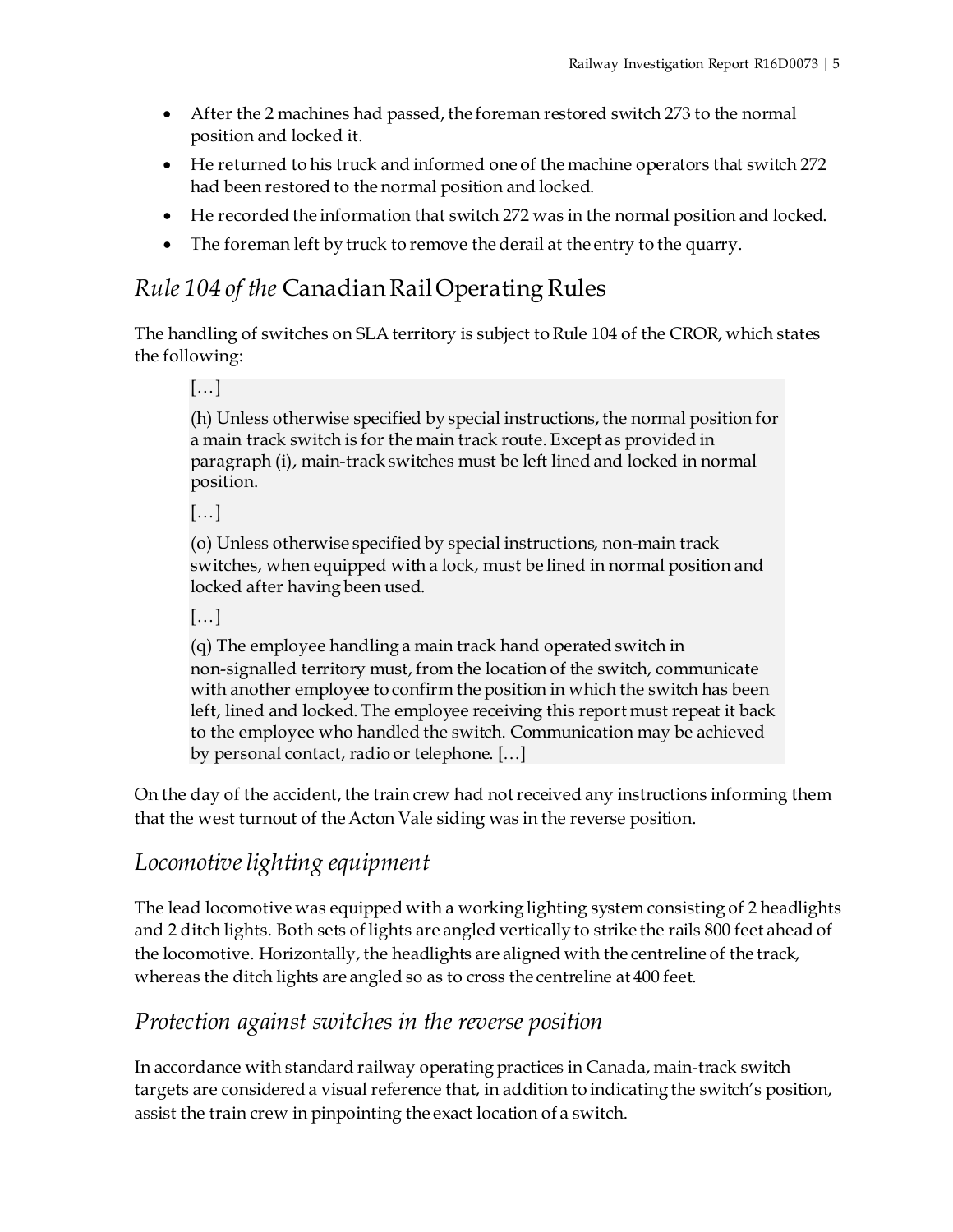- After the 2 machines had passed, the foreman restored switch 273 to the normal position and locked it.
- He returned to his truck and informed one of the machine operators that switch 272 had been restored to the normal position and locked.
- He recorded the information that switch 272 was in the normal position and locked.
- The foreman left by truck to remove the derail at the entry to the quarry.

## *Rule 104 of the* Canadian Rail Operating Rules

The handling of switches on SLA territory is subject to Rule 104 of the CROR, which states the following:

> […]
>
> (h) Unless otherwise specified by special instructions, the normal position for a main track switch is for the main track route. Except as provided in paragraph (i), main-track switches must be left lined and locked in normal position.
>
> […]
>
> (o) Unless otherwise specified by special instructions, non-main track switches, when equipped with a lock, must be lined in normal position and locked after having been used.
>
> […]
>
> (q) The employee handling a main track hand operated switch in non-signalled territory must, from the location of the switch, communicate with another employee to confirm the position in which the switch has been left, lined and locked. The employee receiving this report must repeat it back to the employee who handled the switch. Communication may be achieved by personal contact, radio or telephone. […]

On the day of the accident, the train crew had not received any instructions informing them that the west turnout of the Acton Vale siding was in the reverse position.

## *Locomotive lighting equipment*

The lead locomotive was equipped with a working lighting system consisting of 2 headlights and 2 ditch lights. Both sets of lights are angled vertically to strike the rails 800 feet ahead of the locomotive. Horizontally, the headlights are aligned with the centreline of the track, whereas the ditch lights are angled so as to cross the centreline at 400 feet.

## *Protection against switches in the reverse position*

In accordance with standard railway operating practices in Canada, main-track switch targets are considered a visual reference that, in addition to indicating the switch's position, assist the train crew in pinpointing the exact location of a switch.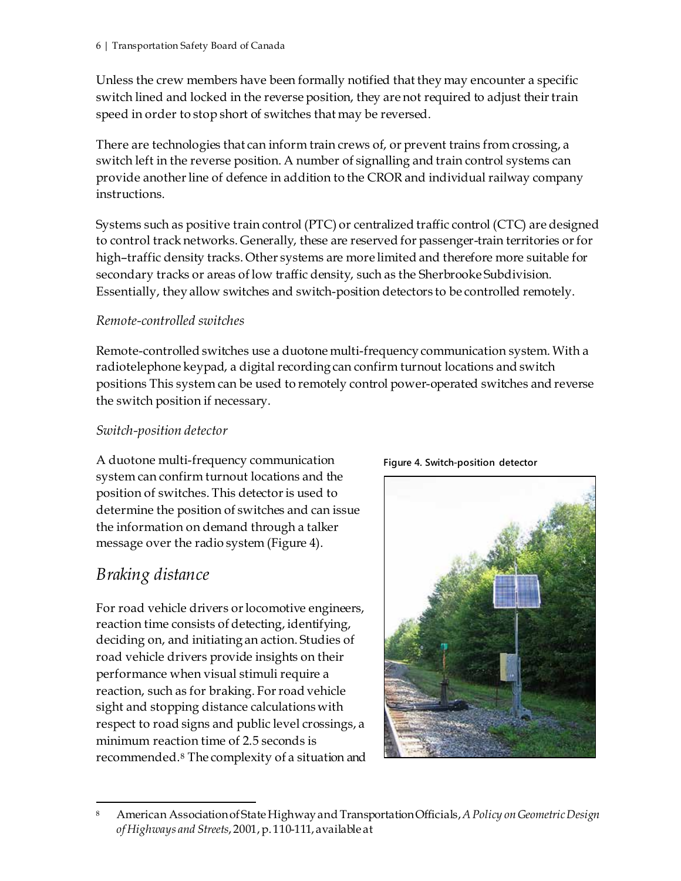Unless the crew members have been formally notified that they may encounter a specific switch lined and locked in the reverse position, they are not required to adjust their train speed in order to stop short of switches that may be reversed.

There are technologies that can inform train crews of, or prevent trains from crossing, a switch left in the reverse position. A number of signalling and train control systems can provide another line of defence in addition to the CROR and individual railway company instructions.

Systems such as positive train control (PTC) or centralized traffic control (CTC) are designed to control track networks. Generally, these are reserved for passenger-train territories or for high–traffic density tracks. Other systems are more limited and therefore more suitable for secondary tracks or areas of low traffic density, such as the Sherbrooke Subdivision. Essentially, they allow switches and switch-position detectors to be controlled remotely.

*Remote-controlled switches*

Remote-controlled switches use a duotone multi-frequency communication system. With a radiotelephone keypad, a digital recording can confirm turnout locations and switch positions This system can be used to remotely control power-operated switches and reverse the switch position if necessary.

*Switch-position detector*

A duotone multi-frequency communication system can confirm turnout locations and the position of switches. This detector is used to determine the position of switches and can issue the information on demand through a talker message over the radio system (Figure 4).

**Figure 4. Switch-position detector**

## *Braking distance*

For road vehicle drivers or locomotive engineers, reaction time consists of detecting, identifying, deciding on, and initiating an action. Studies of road vehicle drivers provide insights on their performance when visual stimuli require a reaction, such as for braking. For road vehicle sight and stopping distance calculations with respect to road signs and public level crossings, a minimum reaction time of 2.5 seconds is recommended.[8] The complexity of a situation and

---

[8] American Association of State Highway and Transportation Officials, *A Policy on Geometric Design of Highways and Streets*, 2001, p. 110-111, available at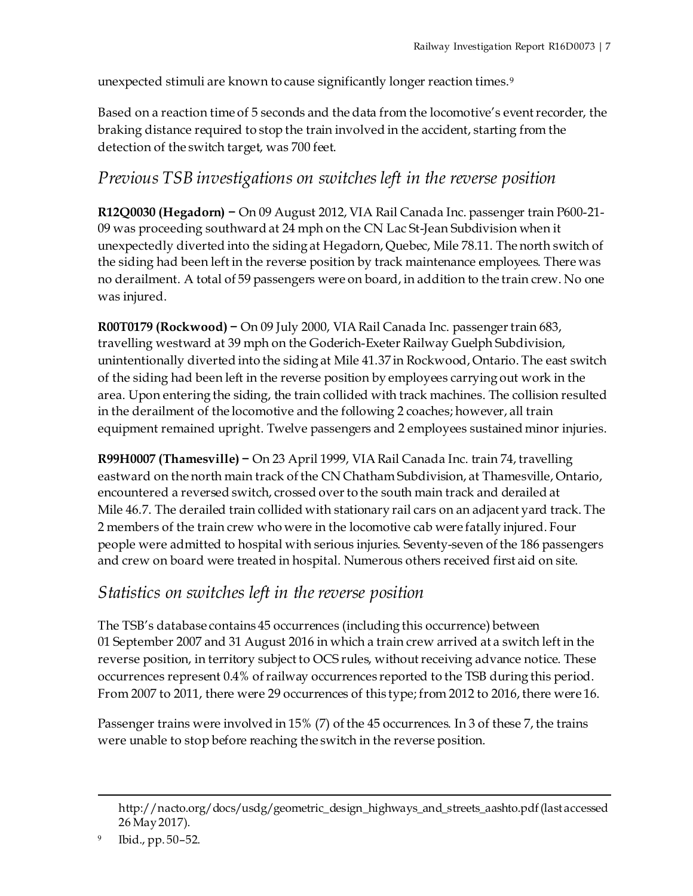unexpected stimuli are known to cause significantly longer reaction times.[9]

Based on a reaction time of 5 seconds and the data from the locomotive's event recorder, the braking distance required to stop the train involved in the accident, starting from the detection of the switch target, was 700 feet.

## *Previous TSB investigations on switches left in the reverse position*

**R12Q0030 (Hegadorn)** − On 09 August 2012, VIA Rail Canada Inc. passenger train P600-21-09 was proceeding southward at 24 mph on the CN Lac St-Jean Subdivision when it unexpectedly diverted into the siding at Hegadorn, Quebec, Mile 78.11. The north switch of the siding had been left in the reverse position by track maintenance employees. There was no derailment. A total of 59 passengers were on board, in addition to the train crew. No one was injured.

**R00T0179 (Rockwood)** − On 09 July 2000, VIA Rail Canada Inc. passenger train 683, travelling westward at 39 mph on the Goderich-Exeter Railway Guelph Subdivision, unintentionally diverted into the siding at Mile 41.37 in Rockwood, Ontario. The east switch of the siding had been left in the reverse position by employees carrying out work in the area. Upon entering the siding, the train collided with track machines. The collision resulted in the derailment of the locomotive and the following 2 coaches; however, all train equipment remained upright. Twelve passengers and 2 employees sustained minor injuries.

**R99H0007 (Thamesville)** − On 23 April 1999, VIA Rail Canada Inc. train 74, travelling eastward on the north main track of the CN Chatham Subdivision, at Thamesville, Ontario, encountered a reversed switch, crossed over to the south main track and derailed at Mile 46.7. The derailed train collided with stationary rail cars on an adjacent yard track. The 2 members of the train crew who were in the locomotive cab were fatally injured. Four people were admitted to hospital with serious injuries. Seventy-seven of the 186 passengers and crew on board were treated in hospital. Numerous others received first aid on site.

## *Statistics on switches left in the reverse position*

The TSB's database contains 45 occurrences (including this occurrence) between 01 September 2007 and 31 August 2016 in which a train crew arrived at a switch left in the reverse position, in territory subject to OCS rules, without receiving advance notice. These occurrences represent 0.4% of railway occurrences reported to the TSB during this period. From 2007 to 2011, there were 29 occurrences of this type; from 2012 to 2016, there were 16.

Passenger trains were involved in 15% (7) of the 45 occurrences. In 3 of these 7, the trains were unable to stop before reaching the switch in the reverse position.

---

http://nacto.org/docs/usdg/geometric_design_highways_and_streets_aashto.pdf (last accessed 26 May 2017).

[9] Ibid., pp. 50–52.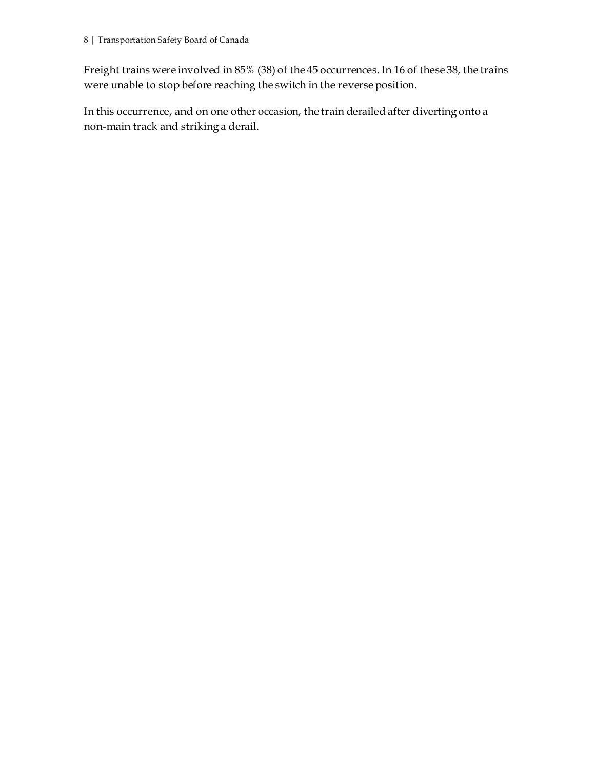Freight trains were involved in 85% (38) of the 45 occurrences. In 16 of these 38, the trains were unable to stop before reaching the switch in the reverse position.

In this occurrence, and on one other occasion, the train derailed after diverting onto a non-main track and striking a derail.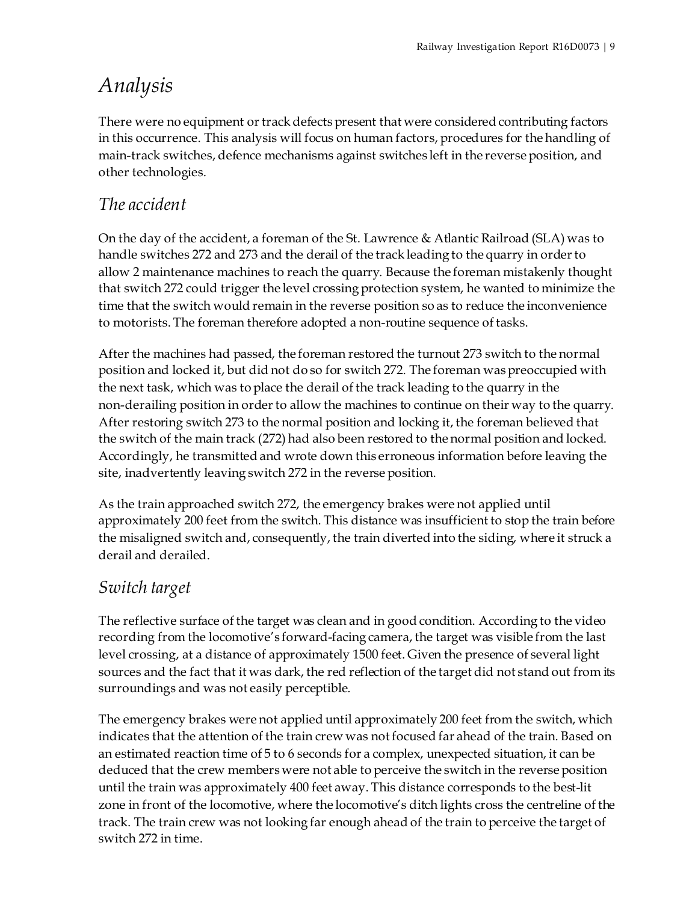# *Analysis*

There were no equipment or track defects present that were considered contributing factors in this occurrence. This analysis will focus on human factors, procedures for the handling of main-track switches, defence mechanisms against switches left in the reverse position, and other technologies.

## *The accident*

On the day of the accident, a foreman of the St. Lawrence & Atlantic Railroad (SLA) was to handle switches 272 and 273 and the derail of the track leading to the quarry in order to allow 2 maintenance machines to reach the quarry. Because the foreman mistakenly thought that switch 272 could trigger the level crossing protection system, he wanted to minimize the time that the switch would remain in the reverse position so as to reduce the inconvenience to motorists. The foreman therefore adopted a non-routine sequence of tasks.

After the machines had passed, the foreman restored the turnout 273 switch to the normal position and locked it, but did not do so for switch 272. The foreman was preoccupied with the next task, which was to place the derail of the track leading to the quarry in the non-derailing position in order to allow the machines to continue on their way to the quarry. After restoring switch 273 to the normal position and locking it, the foreman believed that the switch of the main track (272) had also been restored to the normal position and locked. Accordingly, he transmitted and wrote down this erroneous information before leaving the site, inadvertently leaving switch 272 in the reverse position.

As the train approached switch 272, the emergency brakes were not applied until approximately 200 feet from the switch. This distance was insufficient to stop the train before the misaligned switch and, consequently, the train diverted into the siding, where it struck a derail and derailed.

## *Switch target*

The reflective surface of the target was clean and in good condition. According to the video recording from the locomotive's forward-facing camera, the target was visible from the last level crossing, at a distance of approximately 1500 feet. Given the presence of several light sources and the fact that it was dark, the red reflection of the target did not stand out from its surroundings and was not easily perceptible.

The emergency brakes were not applied until approximately 200 feet from the switch, which indicates that the attention of the train crew was not focused far ahead of the train. Based on an estimated reaction time of 5 to 6 seconds for a complex, unexpected situation, it can be deduced that the crew members were not able to perceive the switch in the reverse position until the train was approximately 400 feet away. This distance corresponds to the best-lit zone in front of the locomotive, where the locomotive's ditch lights cross the centreline of the track. The train crew was not looking far enough ahead of the train to perceive the target of switch 272 in time.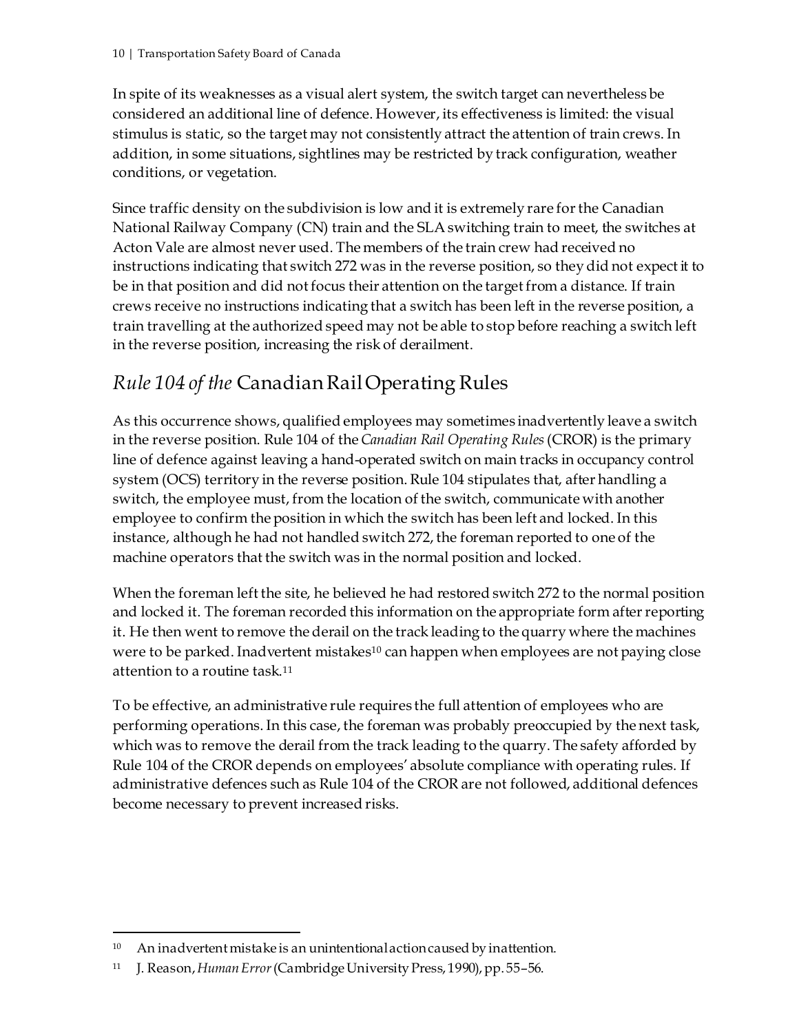In spite of its weaknesses as a visual alert system, the switch target can nevertheless be considered an additional line of defence. However, its effectiveness is limited: the visual stimulus is static, so the target may not consistently attract the attention of train crews. In addition, in some situations, sightlines may be restricted by track configuration, weather conditions, or vegetation.

Since traffic density on the subdivision is low and it is extremely rare for the Canadian National Railway Company (CN) train and the SLA switching train to meet, the switches at Acton Vale are almost never used. The members of the train crew had received no instructions indicating that switch 272 was in the reverse position, so they did not expect it to be in that position and did not focus their attention on the target from a distance. If train crews receive no instructions indicating that a switch has been left in the reverse position, a train travelling at the authorized speed may not be able to stop before reaching a switch left in the reverse position, increasing the risk of derailment.

## *Rule 104 of the* Canadian Rail Operating Rules

As this occurrence shows, qualified employees may sometimes inadvertently leave a switch in the reverse position. Rule 104 of the *Canadian Rail Operating Rules* (CROR) is the primary line of defence against leaving a hand-operated switch on main tracks in occupancy control system (OCS) territory in the reverse position. Rule 104 stipulates that, after handling a switch, the employee must, from the location of the switch, communicate with another employee to confirm the position in which the switch has been left and locked. In this instance, although he had not handled switch 272, the foreman reported to one of the machine operators that the switch was in the normal position and locked.

When the foreman left the site, he believed he had restored switch 272 to the normal position and locked it. The foreman recorded this information on the appropriate form after reporting it. He then went to remove the derail on the track leading to the quarry where the machines were to be parked. Inadvertent mistakes[10] can happen when employees are not paying close attention to a routine task.[11]

To be effective, an administrative rule requires the full attention of employees who are performing operations. In this case, the foreman was probably preoccupied by the next task, which was to remove the derail from the track leading to the quarry. The safety afforded by Rule 104 of the CROR depends on employees' absolute compliance with operating rules. If administrative defences such as Rule 104 of the CROR are not followed, additional defences become necessary to prevent increased risks.

[10] An inadvertent mistake is an unintentional action caused by inattention.

[11] J. Reason, *Human Error* (Cambridge University Press, 1990), pp. 55–56.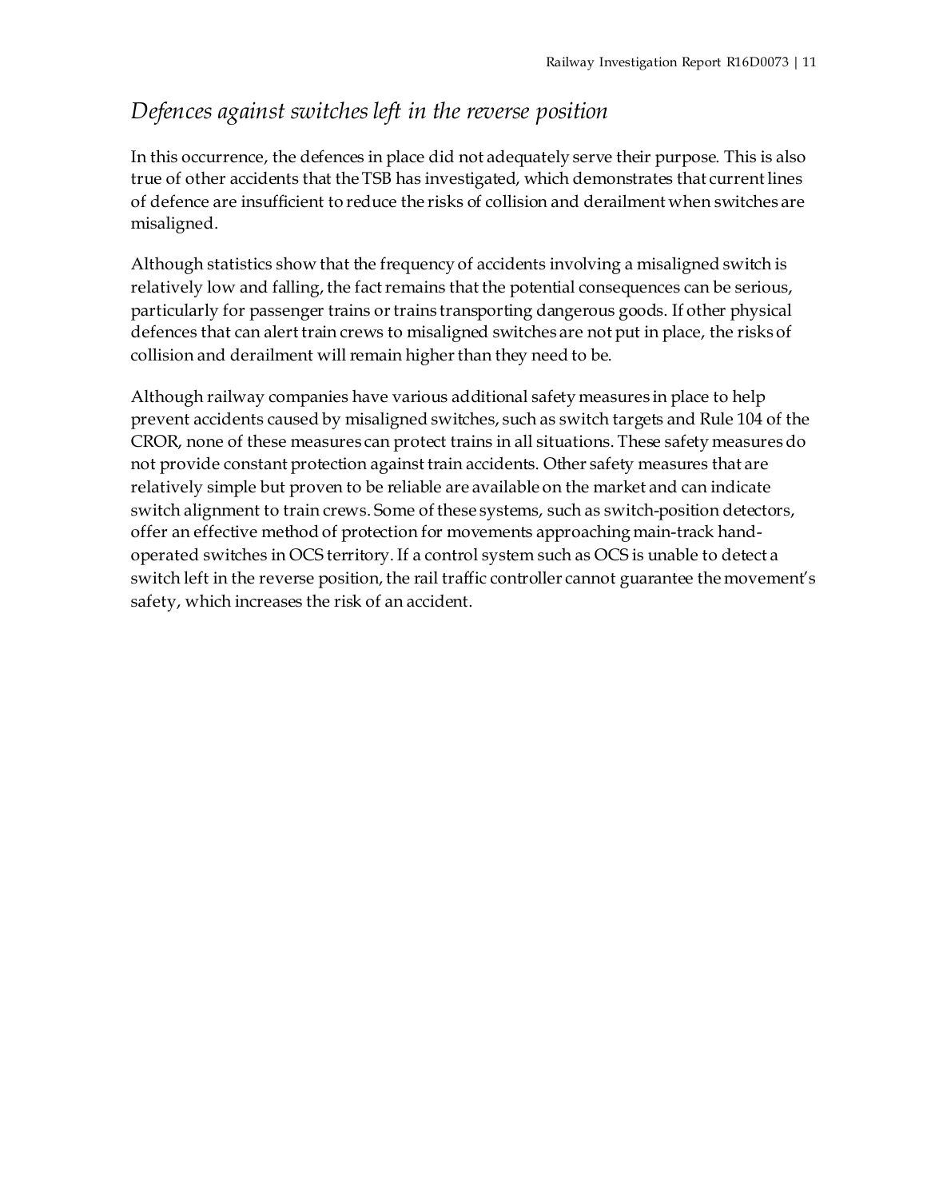### *Defences against switches left in the reverse position*

In this occurrence, the defences in place did not adequately serve their purpose. This is also true of other accidents that the TSB has investigated, which demonstrates that current lines of defence are insufficient to reduce the risks of collision and derailment when switches are misaligned.

Although statistics show that the frequency of accidents involving a misaligned switch is relatively low and falling, the fact remains that the potential consequences can be serious, particularly for passenger trains or trains transporting dangerous goods. If other physical defences that can alert train crews to misaligned switches are not put in place, the risks of collision and derailment will remain higher than they need to be.

Although railway companies have various additional safety measures in place to help prevent accidents caused by misaligned switches, such as switch targets and Rule 104 of the CROR, none of these measures can protect trains in all situations. These safety measures do not provide constant protection against train accidents. Other safety measures that are relatively simple but proven to be reliable are available on the market and can indicate switch alignment to train crews. Some of these systems, such as switch-position detectors, offer an effective method of protection for movements approaching main-track hand-operated switches in OCS territory. If a control system such as OCS is unable to detect a switch left in the reverse position, the rail traffic controller cannot guarantee the movement's safety, which increases the risk of an accident.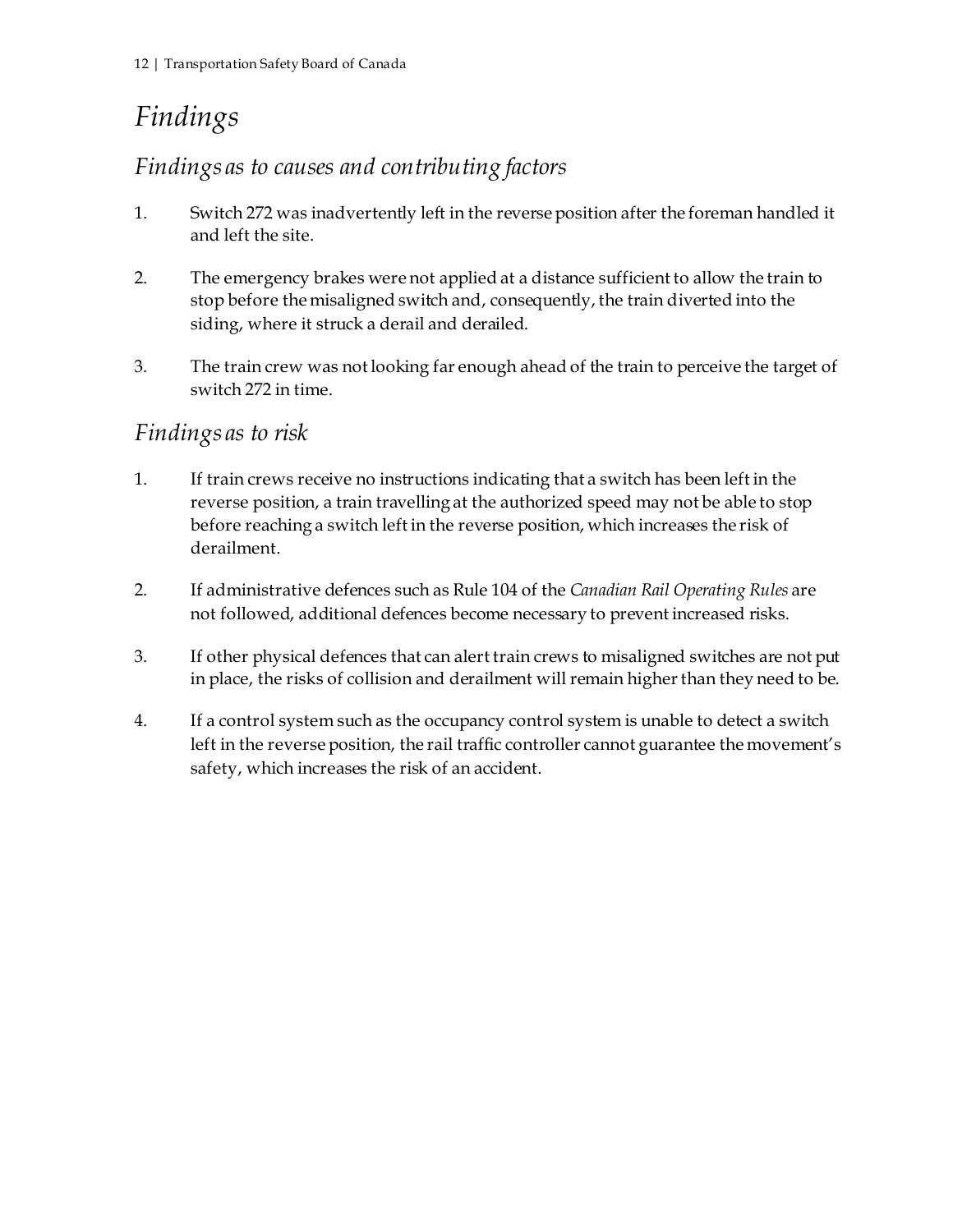# Findings

## Findings as to causes and contributing factors

1. Switch 272 was inadvertently left in the reverse position after the foreman handled it and left the site.

2. The emergency brakes were not applied at a distance sufficient to allow the train to stop before the misaligned switch and, consequently, the train diverted into the siding, where it struck a derail and derailed.

3. The train crew was not looking far enough ahead of the train to perceive the target of switch 272 in time.

## Findings as to risk

1. If train crews receive no instructions indicating that a switch has been left in the reverse position, a train travelling at the authorized speed may not be able to stop before reaching a switch left in the reverse position, which increases the risk of derailment.

2. If administrative defences such as Rule 104 of the *Canadian Rail Operating Rules* are not followed, additional defences become necessary to prevent increased risks.

3. If other physical defences that can alert train crews to misaligned switches are not put in place, the risks of collision and derailment will remain higher than they need to be.

4. If a control system such as the occupancy control system is unable to detect a switch left in the reverse position, the rail traffic controller cannot guarantee the movement's safety, which increases the risk of an accident.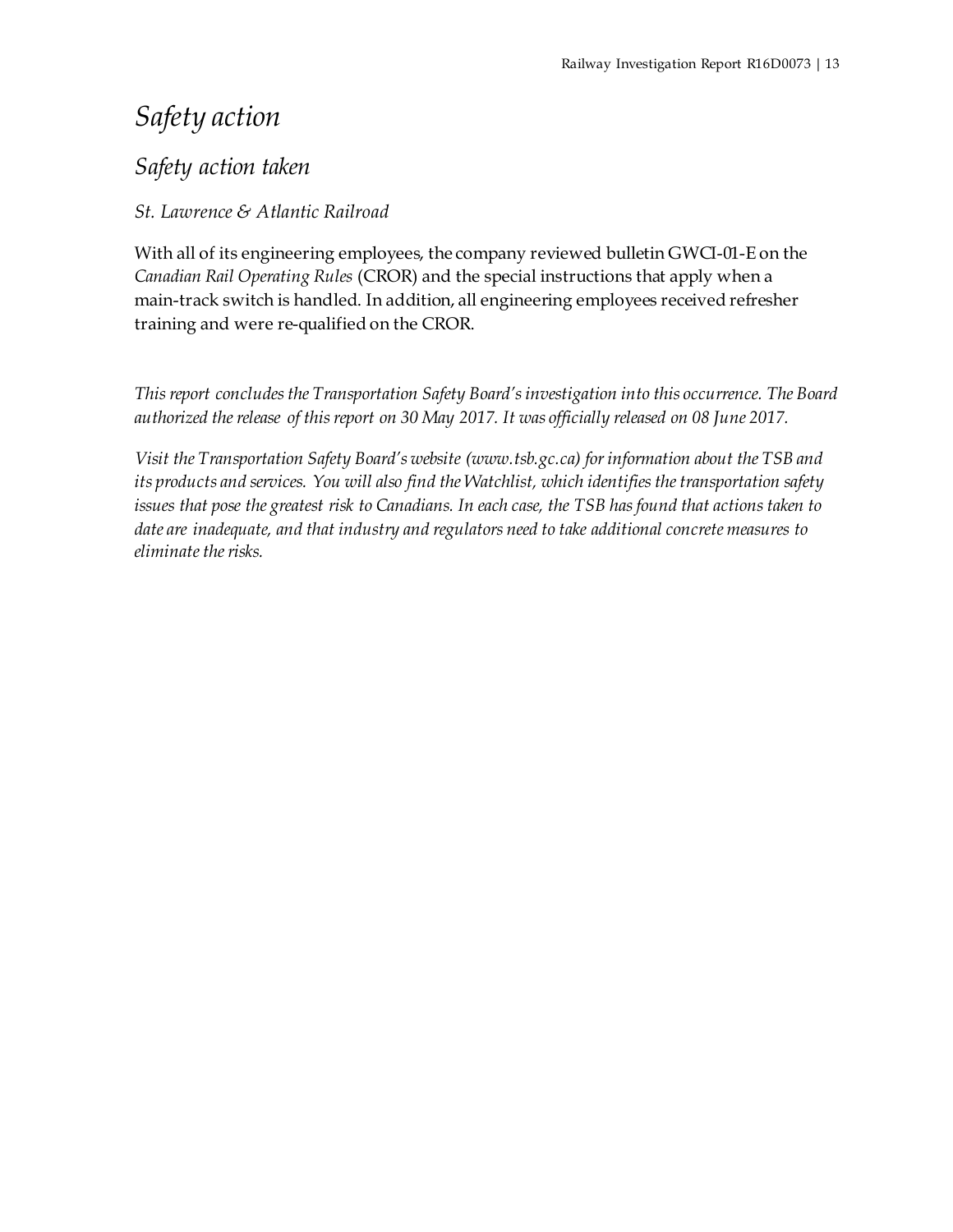# *Safety action*

## *Safety action taken*

### *St. Lawrence & Atlantic Railroad*

With all of its engineering employees, the company reviewed bulletin GWCI-01-E on the *Canadian Rail Operating Rules* (CROR) and the special instructions that apply when a main-track switch is handled. In addition, all engineering employees received refresher training and were re-qualified on the CROR.

*This report concludes the Transportation Safety Board's investigation into this occurrence. The Board authorized the release of this report on 30 May 2017. It was officially released on 08 June 2017.*

*Visit the Transportation Safety Board's website (www.tsb.gc.ca) for information about the TSB and its products and services. You will also find the Watchlist, which identifies the transportation safety issues that pose the greatest risk to Canadians. In each case, the TSB has found that actions taken to date are inadequate, and that industry and regulators need to take additional concrete measures to eliminate the risks.*